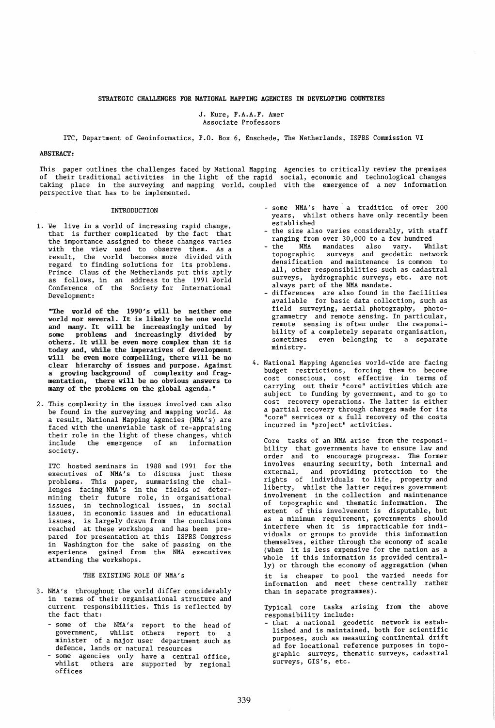# STRATEGIC CHALLENGES FOR NATIONAL MAPPING AGENCIES IN DEVELOPING COUNTRIES

J. Kure, F.A.A.F. Amer
Associate Professors

ITC, Department of Geoinformatics, P.O. Box 6, Enschede, The Netherlands, ISPRS Commission VI

**ABSTRACT:**

This paper outlines the challenges faced by National Mapping Agencies to critically review the premises of their traditional activities in the light of the rapid social, economic and technological changes taking place in the surveying and mapping world, coupled with the emergence of a new information perspective that has to be implemented.

## INTRODUCTION

1. We live in a world of increasing rapid change, that is further complicated by the fact that the importance assigned to these changes varies with the view used to observe them. As a result, the world becomes more divided with regard to finding solutions for its problems. Prince Claus of the Netherlands put this aptly as follows, in an address to the 1991 World Conference of the Society for International Development:

**"The world of the 1990's will be neither one world nor several. It is likely to be one world and many. It will be increasingly united by some problems and increasingly divided by others. It will be even more complex than it is today and, while the imperatives of development will be even more compelling, there will be no clear hierarchy of issues and purpose. Against a growing background of complexity and fragmentation, there will be no obvious answers to many of the problems on the global agenda."**

2. This complexity in the issues involved can also be found in the surveying and mapping world. As a result, National Mapping Agencies (NMA's) are faced with the unenviable task of re-appraising their role in the light of these changes, which include the emergence of an information society.

ITC hosted seminars in 1988 and 1991 for the executives of NMA's to discuss just these problems. This paper, summarising the challenges facing NMA's in the fields of determining their future role, in organisational issues, in technological issues, in social issues, in economic issues and in educational issues, is largely drawn from the conclusions reached at these workshops and has been prepared for presentation at this ISPRS Congress in Washington for the sake of passing on the experience gained from the NMA executives attending the workshops.

## THE EXISTING ROLE OF NMA's

3. NMA's throughout the world differ considerably in terms of their organisational structure and current responsibilities. This is reflected by the fact that:
   - some of the NMA's report to the head of government, whilst others report to a minister of a major user department such as defence, lands or natural resources
   - some agencies only have a central office, whilst others are supported by regional offices
   - some NMA's have a tradition of over 200 years, whilst others have only recently been established
   - the size also varies considerably, with staff ranging from over 30,000 to a few hundred
   - the NMA mandates also vary. Whilst topographic surveys and geodetic network densification and maintenance is common to all, other responsibilities such as cadastral surveys, hydrographic surveys, etc. are not always part of the NMA mandate.
   - differences are also found in the facilities available for basic data collection, such as field surveying, aerial photography, photogrammetry and remote sensing. In particular, remote sensing is often under the responsibility of a completely separate organisation, sometimes even belonging to a separate ministry.

4. National Mapping Agencies world-wide are facing budget restrictions, forcing them to become cost conscious, cost effective in terms of carrying out their "core" activities which are subject to funding by government, and to go to cost recovery operations. The latter is either a partial recovery through charges made for its "core" services or a full recovery of the costs incurred in "project" activities.

Core tasks of an NMA arise from the responsibility that governments have to ensure law and order and to encourage progress. The former involves ensuring security, both internal and external, and providing protection to the rights of individuals to life, property and liberty, whilst the latter requires government involvement in the collection and maintenance of topographic and thematic information. The extent of this involvement is disputable, but as a minimum requirement, governments should interfere when it is impracticable for individuals or groups to provide this information themselves, either through the economy of scale (when it is less expensive for the nation as a whole if this information is provided centrally) or through the economy of aggregation (when it is cheaper to pool the varied needs for information and meet these centrally rather than in separate programmes).

Typical core tasks arising from the above responsibility include:
   - that a national geodetic network is established and is maintained, both for scientific purposes, such as measuring continental drift ad for locational reference purposes in topographic surveys, thematic surveys, cadastral surveys, GIS's, etc.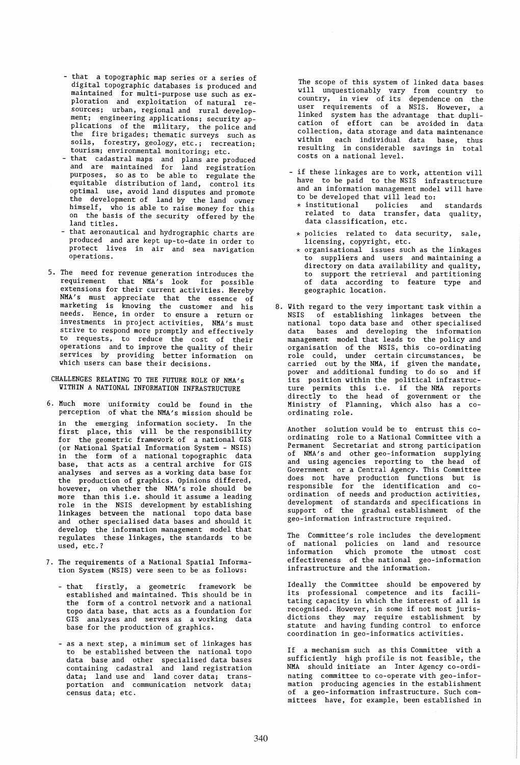- that a topographic map series or a series of digital topographic databases is produced and maintained for multi-purpose use such as exploration and exploitation of natural resources; urban, regional and rural development; engineering applications; security applications of the military, the police and the fire brigades; thematic surveys such as soils, forestry, geology, etc.; recreation; tourism; environmental monitoring; etc.
- that cadastral maps and plans are produced and are maintained for land registration purposes, so as to be able to regulate the equitable distribution of land, control its optimal use, avoid land disputes and promote the development of land by the land owner himself, who is able to raise money for this on the basis of the security offered by the land titles.
- that aeronautical and hydrographic charts are produced and are kept up-to-date in order to protect lives in air and sea navigation operations.

5. The need for revenue generation introduces the requirement that NMA's look for possible extensions for their current activities. Hereby NMA's must appreciate that the essence of marketing is knowing the customer and his needs. Hence, in order to ensure a return or investments in project activities, NMA's must strive to respond more promptly and effectively to requests, to reduce the cost of their operations and to improve the quality of their services by providing better information on which users can base their decisions.

## CHALLENGES RELATING TO THE FUTURE ROLE OF NMA's WITHIN A NATIONAL INFORMATION INFRASTRUCTURE

6. Much more uniformity could be found in the perception of what the NMA's mission should be in the emerging information society. In the first place, this will be the responsibility for the geometric framework of a national GIS (or National Spatial Information System - NSIS) in the form of a national topographic data base, that acts as a central archive for GIS analyses and serves as a working data base for the production of graphics. Opinions differed, however, on whether the NMA's role should be more than this i.e. should it assume a leading role in the NSIS development by establishing linkages between the national topo data base and other specialised data bases and should it develop the information management model that regulates these linkages, the standards to be used, etc.?

7. The requirements of a National Spatial Information System (NSIS) were seen to be as follows:

   - that firstly, a geometric framework be established and maintained. This should be in the form of a control network and a national topo data base, that acts as a foundation for GIS analyses and serves as a working data base for the production of graphics.

   - as a next step, a minimum set of linkages has to be established between the national topo data base and other specialised data bases containing cadastral and land registration data; land use and land cover data; transportation and communication network data; census data; etc.

   The scope of this system of linked data bases will unquestionably vary from country to country, in view of its dependence on the user requirements of a NSIS. However, a linked system has the advantage that duplication of effort can be avoided in data collection, data storage and data maintenance within each individual data base, thus resulting in considerable savings in total costs on a national level.

   - if these linkages are to work, attention will have to be paid to the NSIS infrastructure and an information management model will have to be developed that will lead to:
     * institutional policies and standards related to data transfer, data quality, data classification, etc.
     * policies related to data security, sale, licensing, copyright, etc.
     * organisational issues such as the linkages to suppliers and users and maintaining a directory on data availability and quality, to support the retrieval and partitioning of data according to feature type and geographic location.

8. With regard to the very important task within a NSIS of establishing linkages between the national topo data base and other specialised data bases and developing the information management model that leads to the policy and organisation of the NSIS, this co-ordinating role could, under certain circumstances, be carried out by the NMA, if given the mandate, power and additional funding to do so and if its position within the political infrastructure permits this i.e. if the NMA reports directly to the head of government or the Ministry of Planning, which also has a co-ordinating role.

   Another solution would be to entrust this co-ordinating role to a National Committee with a Permanent Secretariat and strong participation of NMA's and other geo-information supplying and using agencies reporting to the head of Government or a Central Agency. This Committee does not have production functions but is responsible for the identification and co-ordination of needs and production activities, development of standards and specifications in support of the gradual establishment of the geo-information infrastructure required.

   The Committee's role includes the development of national policies on land and resource information which promote the utmost cost effectiveness of the national geo-information infrastructure and the information.

   Ideally the Committee should be empowered by its professional competence and its facilitating capacity in which the interest of all is recognised. However, in some if not most jurisdictions they may require establishment by statute and having funding control to enforce coordination in geo-informatics activities.

   If a mechanism such as this Committee with a sufficiently high profile is not feasible, the NMA should initiate an Inter Agency co-ordinating committee to co-operate with geo-information producing agencies in the establishment of a geo-information infrastructure. Such committees have, for example, been established in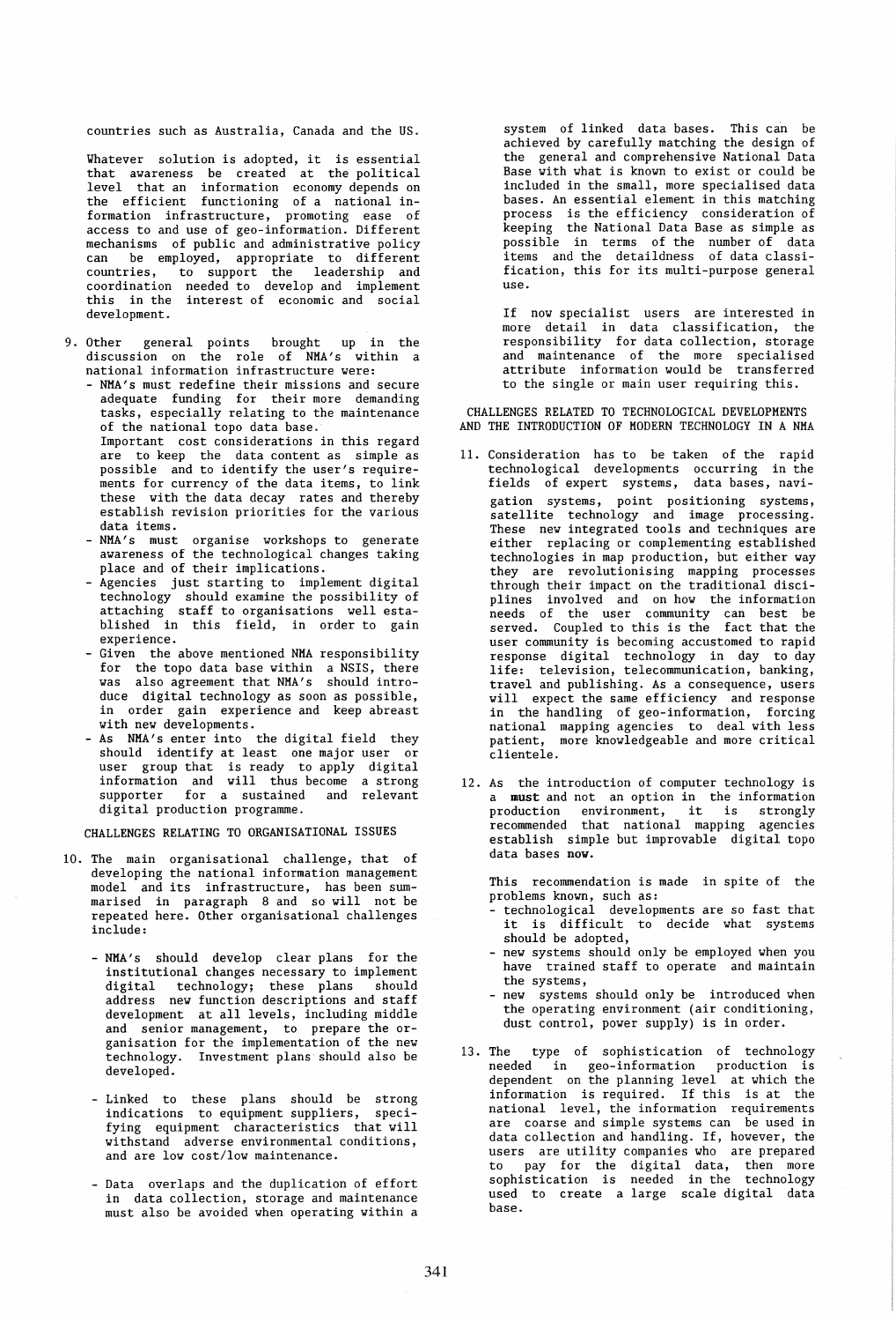countries such as Australia, Canada and the US.

Whatever solution is adopted, it is essential that awareness be created at the political level that an information economy depends on the efficient functioning of a national information infrastructure, promoting ease of access to and use of geo-information. Different mechanisms of public and administrative policy can be employed, appropriate to different countries, to support the leadership and coordination needed to develop and implement this in the interest of economic and social development.

9. Other general points brought up in the discussion on the role of NMA's within a national information infrastructure were:
   - NMA's must redefine their missions and secure adequate funding for their more demanding tasks, especially relating to the maintenance of the national topo data base.
     Important cost considerations in this regard are to keep the data content as simple as possible and to identify the user's requirements for currency of the data items, to link these with the data decay rates and thereby establish revision priorities for the various data items.
   - NMA's must organise workshops to generate awareness of the technological changes taking place and of their implications.
   - Agencies just starting to implement digital technology should examine the possibility of attaching staff to organisations well established in this field, in order to gain experience.
   - Given the above mentioned NMA responsibility for the topo data base within a NSIS, there was also agreement that NMA's should introduce digital technology as soon as possible, in order gain experience and keep abreast with new developments.
   - As NMA's enter into the digital field they should identify at least one major user or user group that is ready to apply digital information and will thus become a strong supporter for a sustained and relevant digital production programme.

## CHALLENGES RELATING TO ORGANISATIONAL ISSUES

10. The main organisational challenge, that of developing the national information management model and its infrastructure, has been summarised in paragraph 8 and so will not be repeated here. Other organisational challenges include:

    - NMA's should develop clear plans for the institutional changes necessary to implement digital technology; these plans should address new function descriptions and staff development at all levels, including middle and senior management, to prepare the organisation for the implementation of the new technology. Investment plans should also be developed.

    - Linked to these plans should be strong indications to equipment suppliers, specifying equipment characteristics that will withstand adverse environmental conditions, and are low cost/low maintenance.

    - Data overlaps and the duplication of effort in data collection, storage and maintenance must also be avoided when operating within a system of linked data bases. This can be achieved by carefully matching the design of the general and comprehensive National Data Base with what is known to exist or could be included in the small, more specialised data bases. An essential element in this matching process is the efficiency consideration of keeping the National Data Base as simple as possible in terms of the number of data items and the detaildness of data classification, this for its multi-purpose general use.

    If now specialist users are interested in more detail in data classification, the responsibility for data collection, storage and maintenance of the more specialised attribute information would be transferred to the single or main user requiring this.

## CHALLENGES RELATED TO TECHNOLOGICAL DEVELOPMENTS AND THE INTRODUCTION OF MODERN TECHNOLOGY IN A NMA

11. Consideration has to be taken of the rapid technological developments occurring in the fields of expert systems, data bases, navigation systems, point positioning systems, satellite technology and image processing. These new integrated tools and techniques are either replacing or complementing established technologies in map production, but either way they are revolutionising mapping processes through their impact on the traditional disciplines involved and on how the information needs of the user community can best be served. Coupled to this is the fact that the user community is becoming accustomed to rapid response digital technology in day to day life: television, telecommunication, banking, travel and publishing. As a consequence, users will expect the same efficiency and response in the handling of geo-information, forcing national mapping agencies to deal with less patient, more knowledgeable and more critical clientele.

12. As the introduction of computer technology is a **must** and not an option in the information production environment, it is strongly recommended that national mapping agencies establish simple but improvable digital topo data bases **now**.

    This recommendation is made in spite of the problems known, such as:
    - technological developments are so fast that it is difficult to decide what systems should be adopted,
    - new systems should only be employed when you have trained staff to operate and maintain the systems,
    - new systems should only be introduced when the operating environment (air conditioning, dust control, power supply) is in order.

13. The type of sophistication of technology needed in geo-information production is dependent on the planning level at which the information is required. If this is at the national level, the information requirements are coarse and simple systems can be used in data collection and handling. If, however, the users are utility companies who are prepared to pay for the digital data, then more sophistication is needed in the technology used to create a large scale digital data base.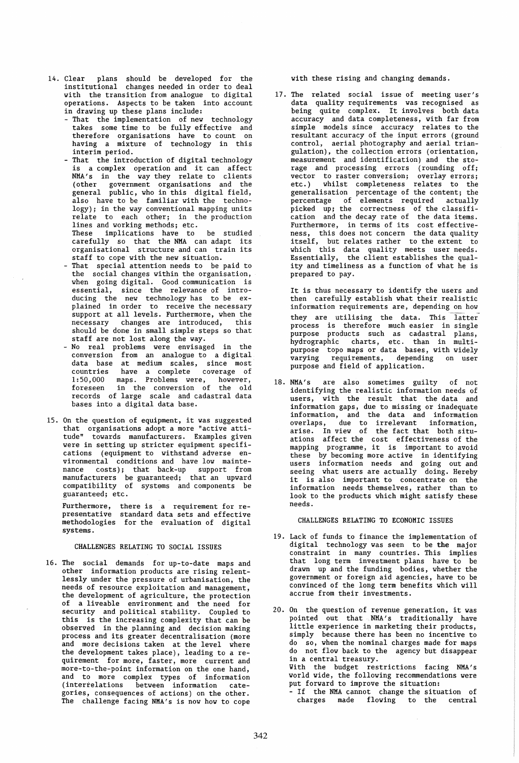14. Clear plans should be developed for the institutional changes needed in order to deal with the transition from analogue to digital operations. Aspects to be taken into account in drawing up these plans include:
    - That the implementation of new technology takes some time to be fully effective and therefore organisations have to count on having a mixture of technology in this interim period.
    - That the introduction of digital technology is a complex operation and it can affect NMA's in the way they relate to clients (other government organisations and the general public, who in this digital field, also have to be familiar with the technology); in the way conventional mapping units relate to each other; in the production lines and working methods; etc.
      These implications have to be studied carefully so that the NMA can adapt its organisational structure and can train its staff to cope with the new situation.
    - That special attention needs to be paid to the social changes within the organisation, when going digital. Good communication is essential, since the relevance of introducing the new technology has to be explained in order to receive the necessary support at all levels. Furthermore, when the necessary changes are introduced, this should be done in small simple steps so that staff are not lost along the way.
    - No real problems were envisaged in the conversion from an analogue to a digital data base at medium scales, since most countries have a complete coverage of 1:50,000 maps. Problems were, however, foreseen in the conversion of the old records of large scale and cadastral data bases into a digital data base.

15. On the question of equipment, it was suggested that organisations adopt a more "active attitude" towards manufacturers. Examples given were in setting up stricter equipment specifications (equipment to withstand adverse environmental conditions and have low maintenance costs); that back-up support from manufacturers be guaranteed; that an upward compatibility of systems and components be guaranteed; etc.

    Furthermore, there is a requirement for representative standard data sets and effective methodologies for the evaluation of digital systems.

CHALLENGES RELATING TO SOCIAL ISSUES

16. The social demands for up-to-date maps and other information products are rising relentlessly under the pressure of urbanisation, the needs of resource exploitation and management, the development of agriculture, the protection of a liveable environment and the need for security and political stability. Coupled to this is the increasing complexity that can be observed in the planning and decision making process and its greater decentralisation (more and more decisions taken at the level where the development takes place), leading to a requirement for more, faster, more current and more-to-the-point information on the one hand, and to more complex types of information (interrelations between information categories, consequences of actions) on the other. The challenge facing NMA's is now how to cope with these rising and changing demands.

17. The related social issue of meeting user's data quality requirements was recognised as being quite complex. It involves both data accuracy and data completeness, with far from simple models since accuracy relates to the resultant accuracy of the input errors (ground control, aerial photography and aerial triangulation), the collection errors (orientation, measurement and identification) and the storage and processing errors (rounding off; vector to raster conversion; overlay errors; etc.) whilst completeness relates to the generalisation percentage of the content; the percentage of elements required actually picked up; the correctness of the classification and the decay rate of the data items. Furthermore, in terms of its cost effectiveness, this does not concern the data quality itself, but relates rather to the extent to which this data quality meets user needs. Essentially, the client establishes the quality and timeliness as a function of what he is prepared to pay.

    It is thus necessary to identify the users and then carefully establish what their realistic information requirements are, depending on how they are utilising the data. This latter process is therefore much easier in single purpose products such as cadastral plans, hydrographic charts, etc. than in multipurpose topo maps or data bases, with widely varying requirements, depending on user purpose and field of application.

18. NMA's are also sometimes guilty of not identifying the realistic information needs of users, with the result that the data and information gaps, due to missing or inadequate information, and the data and information overlaps, due to irrelevant information, arise. In view of the fact that both situations affect the cost effectiveness of the mapping programme, it is important to avoid these by becoming more active in identifying users information needs and going out and seeing what users are actually doing. Hereby it is also important to concentrate on the information needs themselves, rather than to look to the products which might satisfy these needs.

CHALLENGES RELATING TO ECONOMIC ISSUES

19. Lack of funds to finance the implementation of digital technology was seen to be **the** major constraint in many countries. This implies that long term investment plans have to be drawn up and the funding bodies, whether the government or foreign aid agencies, have to be convinced of the long term benefits which will accrue from their investments.

20. On the question of revenue generation, it was pointed out that NMA's traditionally have little experience in marketing their products, simply because there has been no incentive to do so, when the nominal charges made for maps do not flow back to the agency but disappear in a central treasury.
    With the budget restrictions facing NMA's world wide, the following recommendations were put forward to improve the situation:
    - If the NMA cannot change the situation of charges made flowing to the central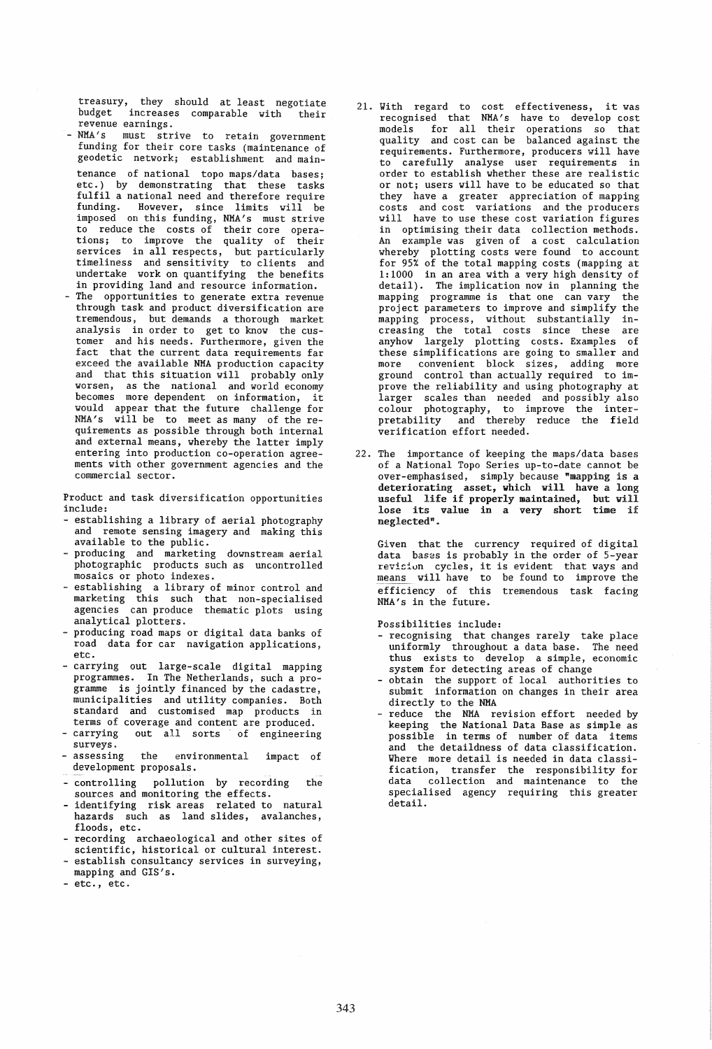treasury, they should at least negotiate budget increases comparable with their revenue earnings.

- NMA's must strive to retain government funding for their core tasks (maintenance of geodetic network; establishment and maintenance of national topo maps/data bases; etc.) by demonstrating that these tasks fulfil a national need and therefore require funding. However, since limits will be imposed on this funding, NMA's must strive to reduce the costs of their core operations; to improve the quality of their services in all respects, but particularly timeliness and sensitivity to clients and undertake work on quantifying the benefits in providing land and resource information.
- The opportunities to generate extra revenue through task and product diversification are tremendous, but demands a thorough market analysis in order to get to know the customer and his needs. Furthermore, given the fact that the current data requirements far exceed the available NMA production capacity and that this situation will probably only worsen, as the national and world economy becomes more dependent on information, it would appear that the future challenge for NMA's will be to meet as many of the requirements as possible through both internal and external means, whereby the latter imply entering into production co-operation agreements with other government agencies and the commercial sector.

Product and task diversification opportunities include:

- establishing a library of aerial photography and remote sensing imagery and making this available to the public.
- producing and marketing downstream aerial photographic products such as uncontrolled mosaics or photo indexes.
- establishing a library of minor control and marketing this such that non-specialised agencies can produce thematic plots using analytical plotters.
- producing road maps or digital data banks of road data for car navigation applications, etc.
- carrying out large-scale digital mapping programmes. In The Netherlands, such a programme is jointly financed by the cadastre, municipalities and utility companies. Both standard and customised map products in terms of coverage and content are produced.
- carrying out all sorts of engineering surveys.
- assessing the environmental impact of development proposals.
- controlling pollution by recording the sources and monitoring the effects.
- identifying risk areas related to natural hazards such as land slides, avalanches, floods, etc.
- recording archaeological and other sites of scientific, historical or cultural interest.
- establish consultancy services in surveying, mapping and GIS's.
- etc., etc.

21. With regard to cost effectiveness, it was recognised that NMA's have to develop cost models for all their operations so that quality and cost can be balanced against the requirements. Furthermore, producers will have to carefully analyse user requirements in order to establish whether these are realistic or not; users will have to be educated so that they have a greater appreciation of mapping costs and cost variations and the producers will have to use these cost variation figures in optimising their data collection methods. An example was given of a cost calculation whereby plotting costs were found to account for 95% of the total mapping costs (mapping at 1:1000 in an area with a very high density of detail). The implication now in planning the mapping programme is that one can vary the project parameters to improve and simplify the mapping process, without substantially increasing the total costs since these are anyhow largely plotting costs. Examples of these simplifications are going to smaller and more convenient block sizes, adding more ground control than actually required to improve the reliability and using photography at larger scales than needed and possibly also colour photography, to improve the interpretability and thereby reduce the field verification effort needed.

22. The importance of keeping the maps/data bases of a National Topo Series up-to-date cannot be over-emphasised, simply because **"mapping is a deteriorating asset, which will have a long useful life if properly maintained, but will lose its value in a very short time if neglected"**.

    Given that the currency required of digital data bases is probably in the order of 5-year revision cycles, it is evident that ways and means will have to be found to improve the efficiency of this tremendous task facing NMA's in the future.

    Possibilities include:

    - recognising that changes rarely take place uniformly throughout a data base. The need thus exists to develop a simple, economic system for detecting areas of change
    - obtain the support of local authorities to submit information on changes in their area directly to the NMA
    - reduce the NMA revision effort needed by keeping the National Data Base as simple as possible in terms of number of data items and the detaildness of data classification. Where more detail is needed in data classification, transfer the responsibility for data collection and maintenance to the specialised agency requiring this greater detail.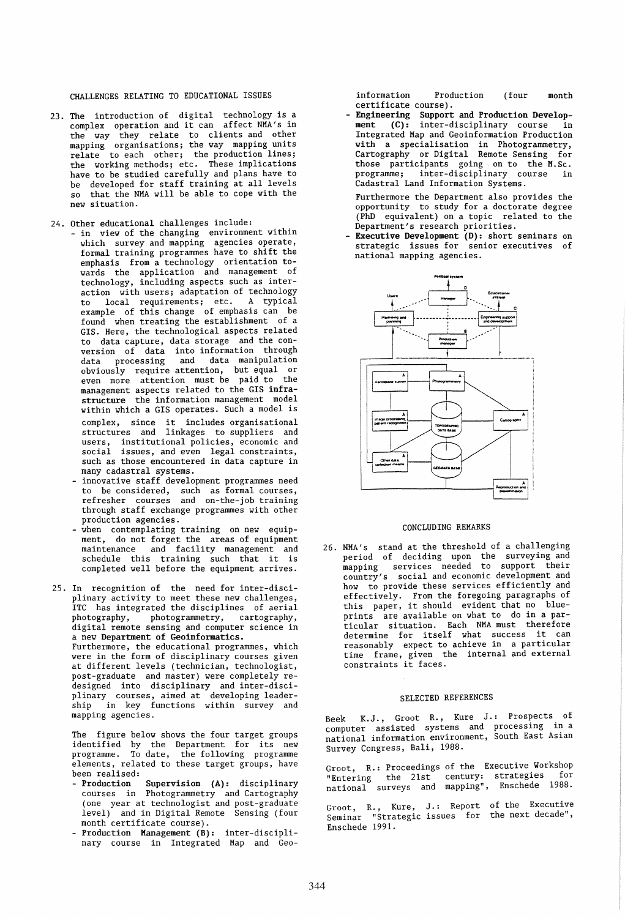CHALLENGES RELATING TO EDUCATIONAL ISSUES

23. The introduction of digital technology is a complex operation and it can affect NMA's in the way they relate to clients and other mapping organisations; the way mapping units relate to each other; the production lines; the working methods; etc. These implications have to be studied carefully and plans have to be developed for staff training at all levels so that the NMA will be able to cope with the new situation.

24. Other educational challenges include:
   - in view of the changing environment within which survey and mapping agencies operate, formal training programmes have to shift the emphasis from a technology orientation towards the application and management of technology, including aspects such as interaction with users; adaptation of technology to local requirements; etc. A typical example of this change of emphasis can be found when treating the establishment of a GIS. Here, the technological aspects related to data capture, data storage and the conversion of data into information through data processing and data manipulation obviously require attention, but equal or even more attention must be paid to the management aspects related to the **GIS infrastructure** the information management model within which a GIS operates. Such a model is complex, since it includes organisational structures and linkages to suppliers and users, institutional policies, economic and social issues, and even legal constraints, such as those encountered in data capture in many cadastral systems.
   - innovative staff development programmes need to be considered, such as formal courses, refresher courses and on-the-job training through staff exchange programmes with other production agencies.
   - when contemplating training on new equipment, do not forget the areas of equipment maintenance and facility management and schedule this training such that it is completed well before the equipment arrives.

25. In recognition of the need for inter-disciplinary activity to meet these new challenges, ITC has integrated the disciplines of aerial photography, photogrammetry, cartography, digital remote sensing and computer science in a new **Department of Geoinformatics.**
Furthermore, the educational programmes, which were in the form of disciplinary courses given at different levels (technician, technologist, post-graduate and master) were completely redesigned into disciplinary and inter-disciplinary courses, aimed at developing leadership in key functions within survey and mapping agencies.

The figure below shows the four target groups identified by the Department for its new programme. To date, the following programme elements, related to these target groups, have been realised:
- **Production Supervision (A):** disciplinary courses in Photogrammetry and Cartography (one year at technologist and post-graduate level) and in Digital Remote Sensing (four month certificate course).
- **Production Management (B):** inter-disciplinary course in Integrated Map and Geo-information Production (four month certificate course).
- **Engineering Support and Production Development (C):** inter-disciplinary course in Integrated Map and Geoinformation Production with a specialisation in Photogrammetry, Cartography or Digital Remote Sensing for those participants going on to the M.Sc. programme; inter-disciplinary course in Cadastral Land Information Systems.

  Furthermore the Department also provides the opportunity to study for a doctorate degree (PhD equivalent) on a topic related to the Department's research priorities.
- **Executive Development (D):** short seminars on strategic issues for senior executives of national mapping agencies.

Political system
D
Users
Manager
Educational system
C
Marketing and planning
Engineering support and development
B
Production manager
A
Aerospace survey
A
Photogrammetry
A
Image processing, pattern recognition
TOPOGRAPHIC DATA BASE
A
Cartography
A
Other data collection means
GEO-DATA BASE
A
Reproduction and dissemination

CONCLUDING REMARKS

26. NMA's stand at the threshold of a challenging period of deciding upon the surveying and mapping services needed to support their country's social and economic development and how to provide these services efficiently and effectively. From the foregoing paragraphs of this paper, it should be evident that no blueprints are available on what to do in a particular situation. Each NMA must therefore determine for itself what success it can reasonably expect to achieve in a particular time frame, given the internal and external constraints it faces.

SELECTED REFERENCES

Beek K.J., Groot R., Kure J.: Prospects of computer assisted systems and processing in a national information environment, South East Asian Survey Congress, Bali, 1988.

Groot, R.: Proceedings of the Executive Workshop "Entering the 21st century: strategies for national surveys and mapping", Enschede 1988.

Groot, R., Kure, J.: Report of the Executive Seminar "Strategic issues for the next decade", Enschede 1991.